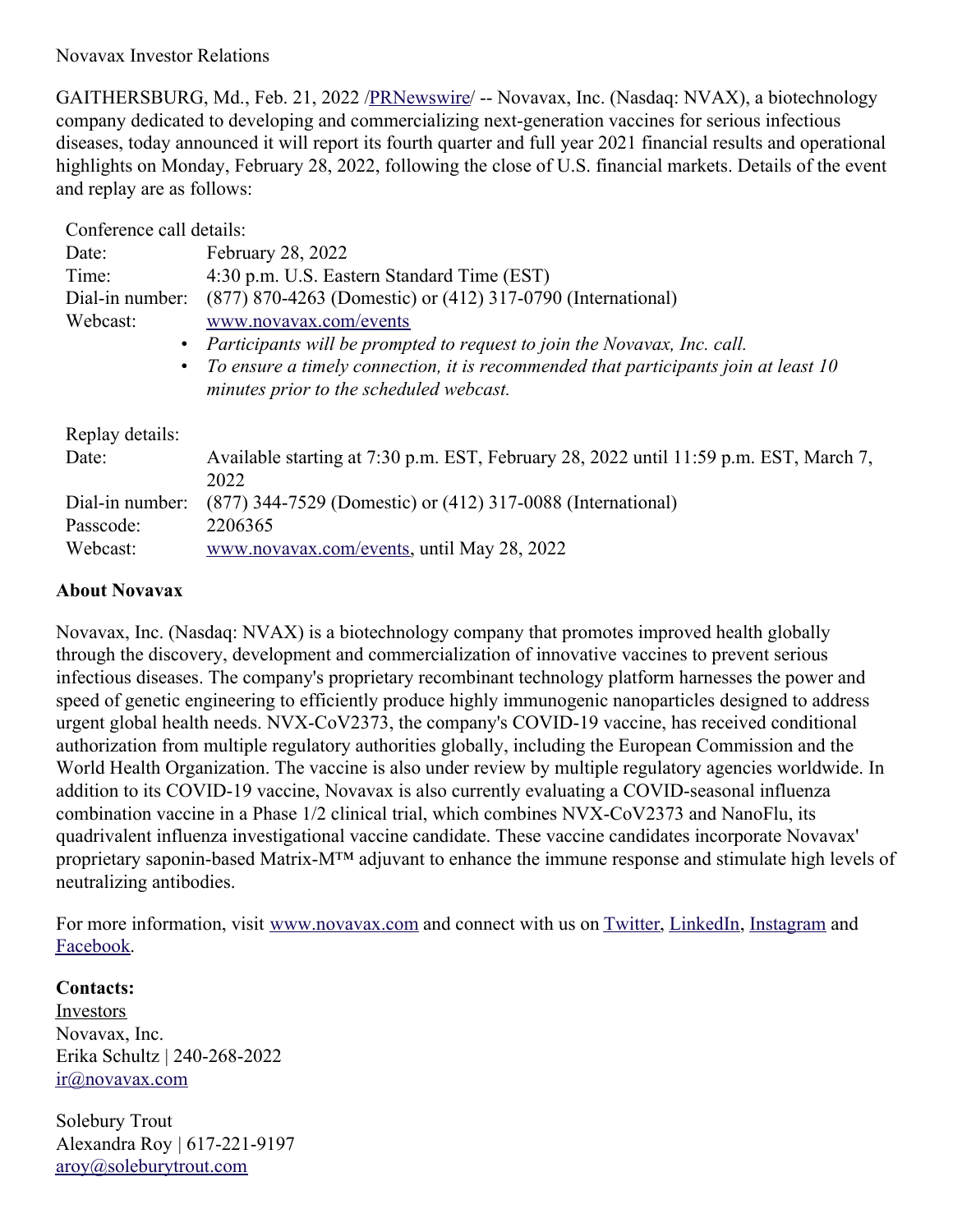Novavax Investor Relations

GAITHERSBURG, Md., Feb. 21, 2022 /[PRNewswire](http://www.prnewswire.com/)/ -- Novavax, Inc. (Nasdaq: NVAX), a biotechnology company dedicated to developing and commercializing next-generation vaccines for serious infectious diseases, today announced it will report its fourth quarter and full year 2021 financial results and operational highlights on Monday, February 28, 2022, following the close of U.S. financial markets. Details of the event and replay are as follows:

| Conference call details: | |
|---|---|
| Date: | February 28, 2022 |
| Time: | 4:30 p.m. U.S. Eastern Standard Time (EST) |
| Dial-in number: | (877) 870-4263 (Domestic) or (412) 317-0790 (International) |
| Webcast: | www.novavax.com/events |

- *Participants will be prompted to request to join the Novavax, Inc. call.*
- *To ensure a timely connection, it is recommended that participants join at least 10 minutes prior to the scheduled webcast.*

| Replay details: | |
|---|---|
| Date: | Available starting at 7:30 p.m. EST, February 28, 2022 until 11:59 p.m. EST, March 7, 2022 |
| Dial-in number: | (877) 344-7529 (Domestic) or (412) 317-0088 (International) |
| Passcode: | 2206365 |
| Webcast: | www.novavax.com/events, until May 28, 2022 |

**About Novavax**

Novavax, Inc. (Nasdaq: NVAX) is a biotechnology company that promotes improved health globally through the discovery, development and commercialization of innovative vaccines to prevent serious infectious diseases. The company's proprietary recombinant technology platform harnesses the power and speed of genetic engineering to efficiently produce highly immunogenic nanoparticles designed to address urgent global health needs. NVX-CoV2373, the company's COVID-19 vaccine, has received conditional authorization from multiple regulatory authorities globally, including the European Commission and the World Health Organization. The vaccine is also under review by multiple regulatory agencies worldwide. In addition to its COVID-19 vaccine, Novavax is also currently evaluating a COVID-seasonal influenza combination vaccine in a Phase 1/2 clinical trial, which combines NVX-CoV2373 and NanoFlu, its quadrivalent influenza investigational vaccine candidate. These vaccine candidates incorporate Novavax' proprietary saponin-based Matrix-M™ adjuvant to enhance the immune response and stimulate high levels of neutralizing antibodies.

For more information, visit www.novavax.com and connect with us on Twitter, LinkedIn, Instagram and Facebook.

**Contacts:**
Investors
Novavax, Inc.
Erika Schultz | 240-268-2022
ir@novavax.com

Solebury Trout
Alexandra Roy | 617-221-9197
aroy@soleburytrout.com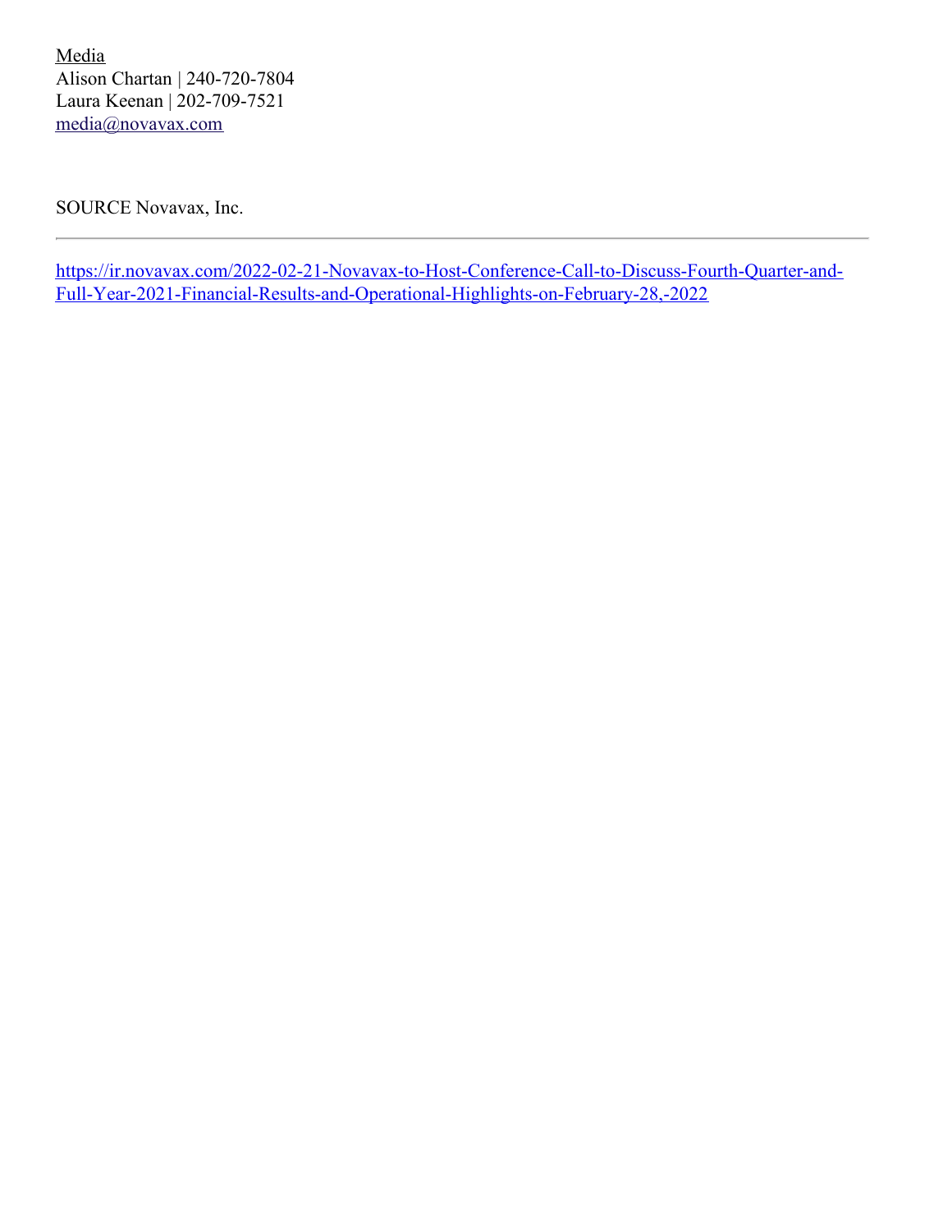Media
Alison Chartan | 240-720-7804
Laura Keenan | 202-709-7521
media@novavax.com

SOURCE Novavax, Inc.

---

https://ir.novavax.com/2022-02-21-Novavax-to-Host-Conference-Call-to-Discuss-Fourth-Quarter-and-Full-Year-2021-Financial-Results-and-Operational-Highlights-on-February-28,-2022